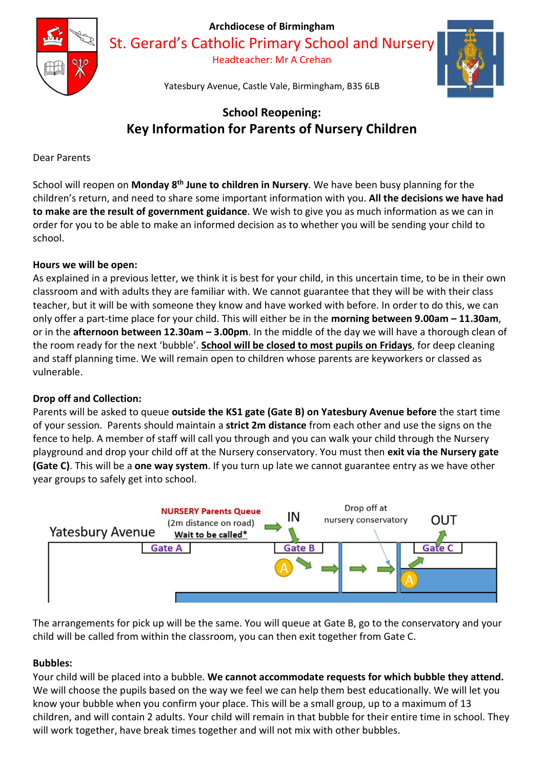Archdiocese of Birmingham

# St. Gerard's Catholic Primary School and Nursery

Headteacher: Mr A Crehan

Yatesbury Avenue, Castle Vale, Birmingham, B35 6LB

## School Reopening:
## Key Information for Parents of Nursery Children

Dear Parents

School will reopen on **Monday 8th June to children in Nursery**. We have been busy planning for the children's return, and need to share some important information with you. **All the decisions we have had to make are the result of government guidance**. We wish to give you as much information as we can in order for you to be able to make an informed decision as to whether you will be sending your child to school.

**Hours we will be open:**
As explained in a previous letter, we think it is best for your child, in this uncertain time, to be in their own classroom and with adults they are familiar with. We cannot guarantee that they will be with their class teacher, but it will be with someone they know and have worked with before. In order to do this, we can only offer a part-time place for your child. This will either be in the **morning between 9.00am – 11.30am**, or in the **afternoon between 12.30am – 3.00pm**. In the middle of the day we will have a thorough clean of the room ready for the next 'bubble'. **School will be closed to most pupils on Fridays**, for deep cleaning and staff planning time. We will remain open to children whose parents are keyworkers or classed as vulnerable.

**Drop off and Collection:**
Parents will be asked to queue **outside the KS1 gate (Gate B) on Yatesbury Avenue before** the start time of your session. Parents should maintain a **strict 2m distance** from each other and use the signs on the fence to help. A member of staff will call you through and you can walk your child through the Nursery playground and drop your child off at the Nursery conservatory. You must then **exit via the Nursery gate (Gate C)**. This will be a **one way system**. If you turn up late we cannot guarantee entry as we have other year groups to safely get into school.

Yatesbury Avenue — **NURSERY Parents Queue** (2m distance on road) **Wait to be called*** — IN — Gate A — Gate B — Drop off at nursery conservatory — OUT — Gate C

The arrangements for pick up will be the same. You will queue at Gate B, go to the conservatory and your child will be called from within the classroom, you can then exit together from Gate C.

**Bubbles:**
Your child will be placed into a bubble. **We cannot accommodate requests for which bubble they attend.** We will choose the pupils based on the way we feel we can help them best educationally. We will let you know your bubble when you confirm your place. This will be a small group, up to a maximum of 13 children, and will contain 2 adults. Your child will remain in that bubble for their entire time in school. They will work together, have break times together and will not mix with other bubbles.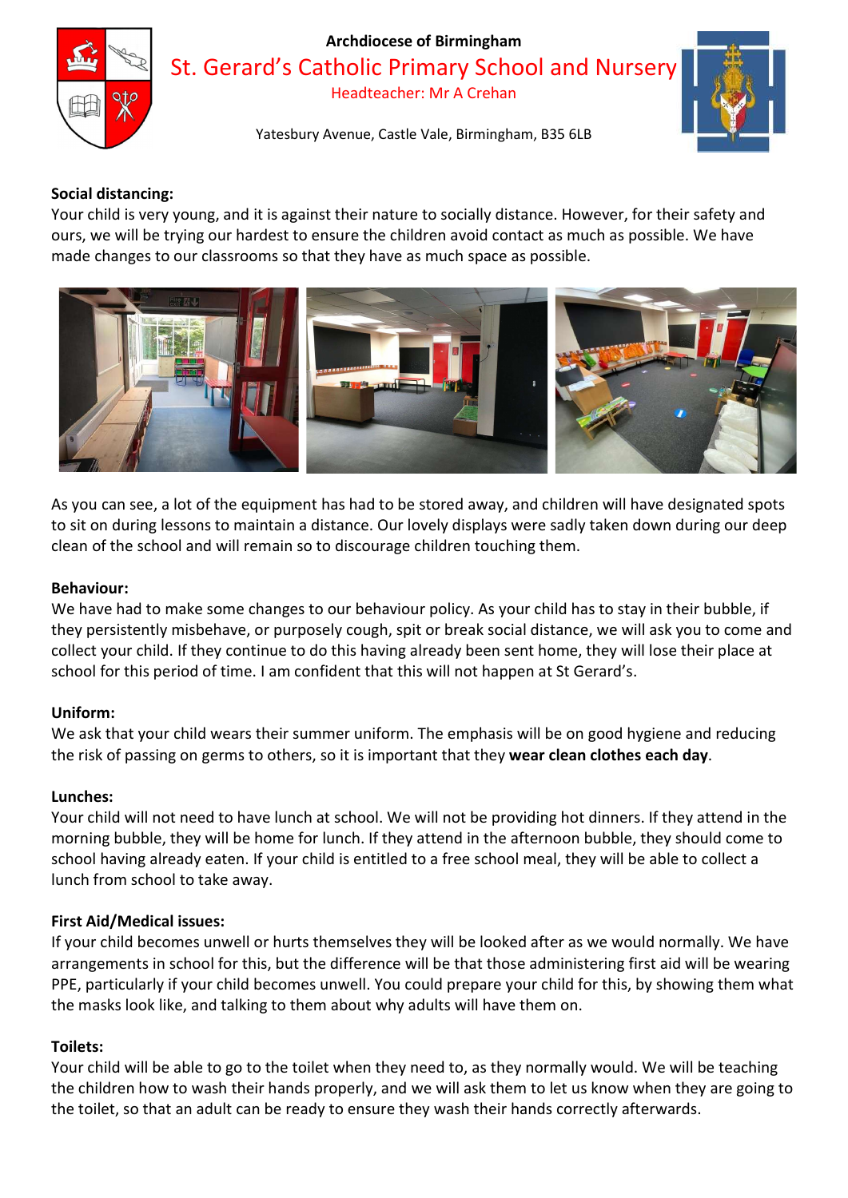**Archdiocese of Birmingham**

St. Gerard's Catholic Primary School and Nursery

Headteacher: Mr A Crehan

Yatesbury Avenue, Castle Vale, Birmingham, B35 6LB

**Social distancing:**

Your child is very young, and it is against their nature to socially distance. However, for their safety and ours, we will be trying our hardest to ensure the children avoid contact as much as possible. We have made changes to our classrooms so that they have as much space as possible.

As you can see, a lot of the equipment has had to be stored away, and children will have designated spots to sit on during lessons to maintain a distance. Our lovely displays were sadly taken down during our deep clean of the school and will remain so to discourage children touching them.

**Behaviour:**

We have had to make some changes to our behaviour policy. As your child has to stay in their bubble, if they persistently misbehave, or purposely cough, spit or break social distance, we will ask you to come and collect your child. If they continue to do this having already been sent home, they will lose their place at school for this period of time. I am confident that this will not happen at St Gerard's.

**Uniform:**

We ask that your child wears their summer uniform. The emphasis will be on good hygiene and reducing the risk of passing on germs to others, so it is important that they **wear clean clothes each day**.

**Lunches:**

Your child will not need to have lunch at school. We will not be providing hot dinners. If they attend in the morning bubble, they will be home for lunch. If they attend in the afternoon bubble, they should come to school having already eaten. If your child is entitled to a free school meal, they will be able to collect a lunch from school to take away.

**First Aid/Medical issues:**

If your child becomes unwell or hurts themselves they will be looked after as we would normally. We have arrangements in school for this, but the difference will be that those administering first aid will be wearing PPE, particularly if your child becomes unwell. You could prepare your child for this, by showing them what the masks look like, and talking to them about why adults will have them on.

**Toilets:**

Your child will be able to go to the toilet when they need to, as they normally would. We will be teaching the children how to wash their hands properly, and we will ask them to let us know when they are going to the toilet, so that an adult can be ready to ensure they wash their hands correctly afterwards.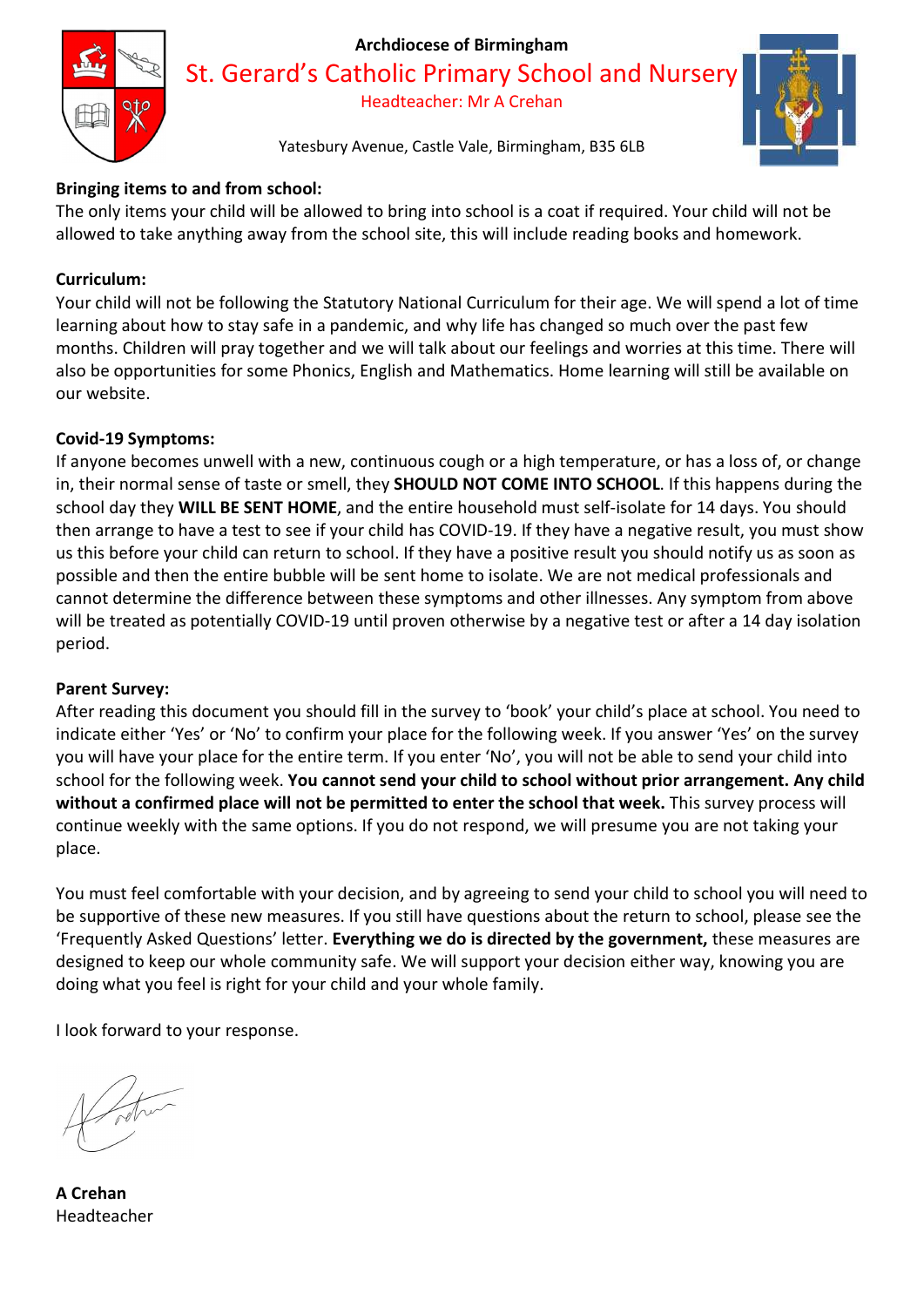Archdiocese of Birmingham

St. Gerard's Catholic Primary School and Nursery

Headteacher: Mr A Crehan

Yatesbury Avenue, Castle Vale, Birmingham, B35 6LB

**Bringing items to and from school:**

The only items your child will be allowed to bring into school is a coat if required. Your child will not be allowed to take anything away from the school site, this will include reading books and homework.

**Curriculum:**

Your child will not be following the Statutory National Curriculum for their age. We will spend a lot of time learning about how to stay safe in a pandemic, and why life has changed so much over the past few months. Children will pray together and we will talk about our feelings and worries at this time. There will also be opportunities for some Phonics, English and Mathematics. Home learning will still be available on our website.

**Covid-19 Symptoms:**

If anyone becomes unwell with a new, continuous cough or a high temperature, or has a loss of, or change in, their normal sense of taste or smell, they **SHOULD NOT COME INTO SCHOOL**. If this happens during the school day they **WILL BE SENT HOME**, and the entire household must self-isolate for 14 days. You should then arrange to have a test to see if your child has COVID-19. If they have a negative result, you must show us this before your child can return to school. If they have a positive result you should notify us as soon as possible and then the entire bubble will be sent home to isolate. We are not medical professionals and cannot determine the difference between these symptoms and other illnesses. Any symptom from above will be treated as potentially COVID-19 until proven otherwise by a negative test or after a 14 day isolation period.

**Parent Survey:**

After reading this document you should fill in the survey to 'book' your child's place at school. You need to indicate either 'Yes' or 'No' to confirm your place for the following week. If you answer 'Yes' on the survey you will have your place for the entire term. If you enter 'No', you will not be able to send your child into school for the following week. **You cannot send your child to school without prior arrangement. Any child without a confirmed place will not be permitted to enter the school that week.** This survey process will continue weekly with the same options. If you do not respond, we will presume you are not taking your place.

You must feel comfortable with your decision, and by agreeing to send your child to school you will need to be supportive of these new measures. If you still have questions about the return to school, please see the 'Frequently Asked Questions' letter. **Everything we do is directed by the government,** these measures are designed to keep our whole community safe. We will support your decision either way, knowing you are doing what you feel is right for your child and your whole family.

I look forward to your response.

**A Crehan**
Headteacher